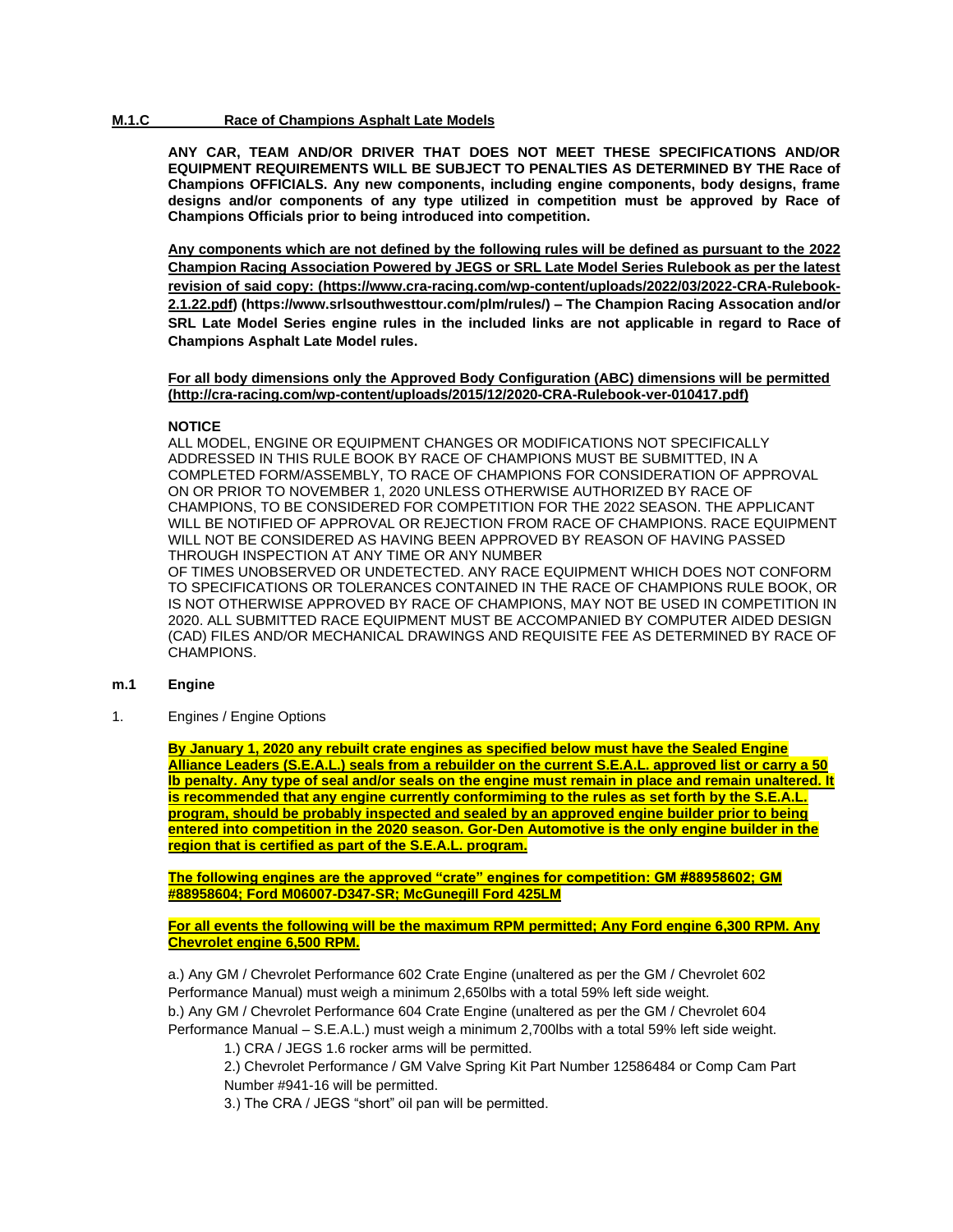## M.1.C Race of Champions Asphalt Late Models

**ANY CAR, TEAM AND/OR DRIVER THAT DOES NOT MEET THESE SPECIFICATIONS AND/OR EQUIPMENT REQUIREMENTS WILL BE SUBJECT TO PENALTIES AS DETERMINED BY THE Race of Champions OFFICIALS. Any new components, including engine components, body designs, frame designs and/or components of any type utilized in competition must be approved by Race of Champions Officials prior to being introduced into competition.**

**Any components which are not defined by the following rules will be defined as pursuant to the 2022 Champion Racing Association Powered by JEGS or SRL Late Model Series Rulebook as per the latest revision of said copy: (https://www.cra-racing.com/wp-content/uploads/2022/03/2022-CRA-Rulebook-2.1.22.pdf) (https://www.srlsouthwesttour.com/plm/rules/) – The Champion Racing Assocation and/or SRL Late Model Series engine rules in the included links are not applicable in regard to Race of Champions Asphalt Late Model rules.**

**For all body dimensions only the Approved Body Configuration (ABC) dimensions will be permitted (http://cra-racing.com/wp-content/uploads/2015/12/2020-CRA-Rulebook-ver-010417.pdf)**

**NOTICE**

ALL MODEL, ENGINE OR EQUIPMENT CHANGES OR MODIFICATIONS NOT SPECIFICALLY ADDRESSED IN THIS RULE BOOK BY RACE OF CHAMPIONS MUST BE SUBMITTED, IN A COMPLETED FORM/ASSEMBLY, TO RACE OF CHAMPIONS FOR CONSIDERATION OF APPROVAL ON OR PRIOR TO NOVEMBER 1, 2020 UNLESS OTHERWISE AUTHORIZED BY RACE OF CHAMPIONS, TO BE CONSIDERED FOR COMPETITION FOR THE 2022 SEASON. THE APPLICANT WILL BE NOTIFIED OF APPROVAL OR REJECTION FROM RACE OF CHAMPIONS. RACE EQUIPMENT WILL NOT BE CONSIDERED AS HAVING BEEN APPROVED BY REASON OF HAVING PASSED THROUGH INSPECTION AT ANY TIME OR ANY NUMBER OF TIMES UNOBSERVED OR UNDETECTED. ANY RACE EQUIPMENT WHICH DOES NOT CONFORM TO SPECIFICATIONS OR TOLERANCES CONTAINED IN THE RACE OF CHAMPIONS RULE BOOK, OR IS NOT OTHERWISE APPROVED BY RACE OF CHAMPIONS, MAY NOT BE USED IN COMPETITION IN 2020. ALL SUBMITTED RACE EQUIPMENT MUST BE ACCOMPANIED BY COMPUTER AIDED DESIGN (CAD) FILES AND/OR MECHANICAL DRAWINGS AND REQUISITE FEE AS DETERMINED BY RACE OF CHAMPIONS.

### m.1 Engine

1. Engines / Engine Options

**By January 1, 2020 any rebuilt crate engines as specified below must have the Sealed Engine Alliance Leaders (S.E.A.L.) seals from a rebuilder on the current S.E.A.L. approved list or carry a 50 lb penalty. Any type of seal and/or seals on the engine must remain in place and remain unaltered. It is recommended that any engine currently conformiming to the rules as set forth by the S.E.A.L. program, should be probably inspected and sealed by an approved engine builder prior to being entered into competition in the 2020 season. Gor-Den Automotive is the only engine builder in the region that is certified as part of the S.E.A.L. program.**

**The following engines are the approved "crate" engines for competition: GM #88958602; GM #88958604; Ford M06007-D347-SR; McGunegill Ford 425LM**

**For all events the following will be the maximum RPM permitted; Any Ford engine 6,300 RPM. Any Chevrolet engine 6,500 RPM.**

a.) Any GM / Chevrolet Performance 602 Crate Engine (unaltered as per the GM / Chevrolet 602 Performance Manual) must weigh a minimum 2,650lbs with a total 59% left side weight.

b.) Any GM / Chevrolet Performance 604 Crate Engine (unaltered as per the GM / Chevrolet 604 Performance Manual – S.E.A.L.) must weigh a minimum 2,700lbs with a total 59% left side weight.

1.) CRA / JEGS 1.6 rocker arms will be permitted.

2.) Chevrolet Performance / GM Valve Spring Kit Part Number 12586484 or Comp Cam Part Number #941-16 will be permitted.

3.) The CRA / JEGS "short" oil pan will be permitted.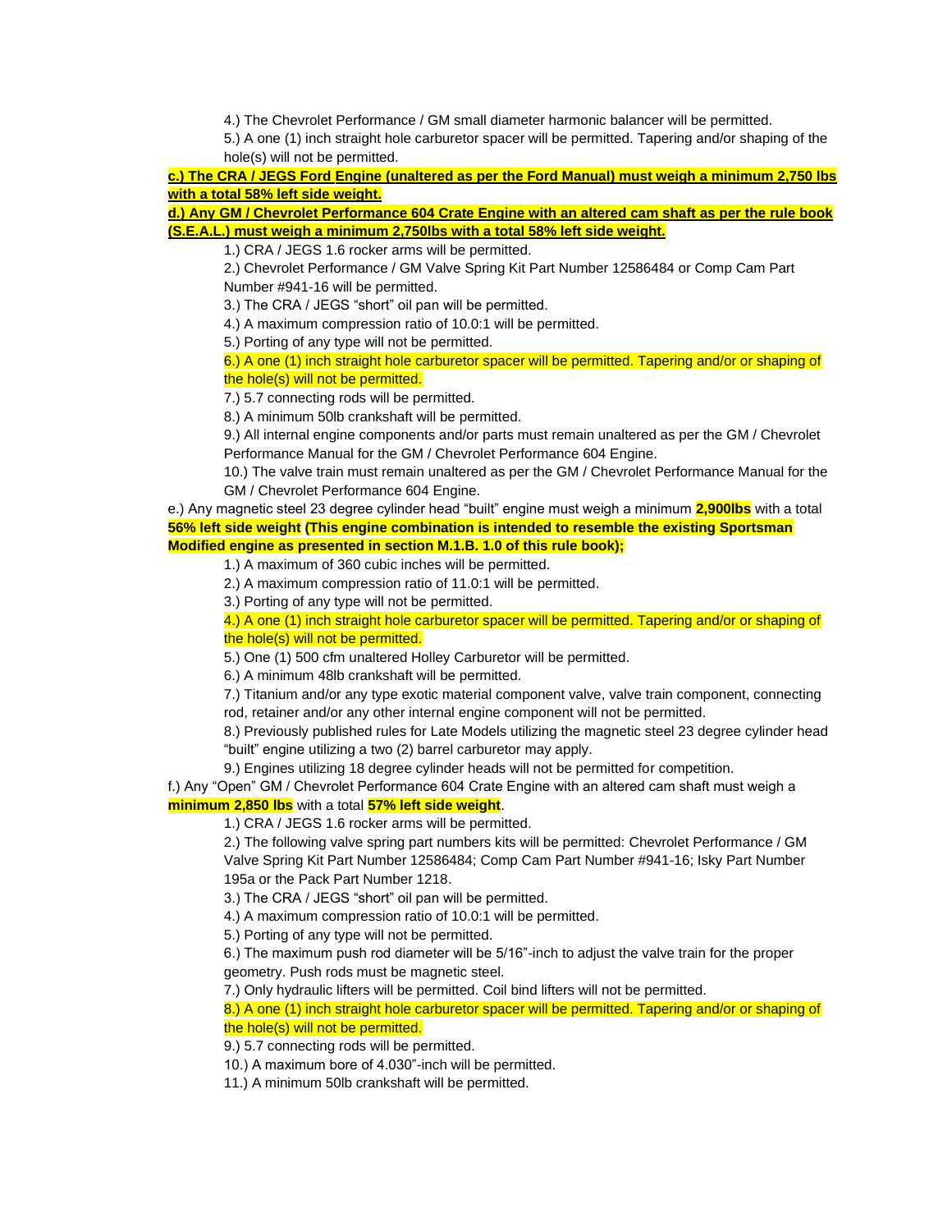4.) The Chevrolet Performance / GM small diameter harmonic balancer will be permitted.

5.) A one (1) inch straight hole carburetor spacer will be permitted. Tapering and/or shaping of the hole(s) will not be permitted.

**c.) The CRA / JEGS Ford Engine (unaltered as per the Ford Manual) must weigh a minimum 2,750 lbs with a total 58% left side weight.**

**d.) Any GM / Chevrolet Performance 604 Crate Engine with an altered cam shaft as per the rule book (S.E.A.L.) must weigh a minimum 2,750lbs with a total 58% left side weight.**

1.) CRA / JEGS 1.6 rocker arms will be permitted.

2.) Chevrolet Performance / GM Valve Spring Kit Part Number 12586484 or Comp Cam Part Number #941-16 will be permitted.

3.) The CRA / JEGS "short" oil pan will be permitted.

4.) A maximum compression ratio of 10.0:1 will be permitted.

5.) Porting of any type will not be permitted.

6.) A one (1) inch straight hole carburetor spacer will be permitted. Tapering and/or or shaping of the hole(s) will not be permitted.

7.) 5.7 connecting rods will be permitted.

8.) A minimum 50lb crankshaft will be permitted.

9.) All internal engine components and/or parts must remain unaltered as per the GM / Chevrolet Performance Manual for the GM / Chevrolet Performance 604 Engine.

10.) The valve train must remain unaltered as per the GM / Chevrolet Performance Manual for the GM / Chevrolet Performance 604 Engine.

e.) Any magnetic steel 23 degree cylinder head "built" engine must weigh a minimum **2,900lbs** with a total **56% left side weight (This engine combination is intended to resemble the existing Sportsman Modified engine as presented in section M.1.B. 1.0 of this rule book);**

1.) A maximum of 360 cubic inches will be permitted.

2.) A maximum compression ratio of 11.0:1 will be permitted.

3.) Porting of any type will not be permitted.

4.) A one (1) inch straight hole carburetor spacer will be permitted. Tapering and/or or shaping of the hole(s) will not be permitted.

5.) One (1) 500 cfm unaltered Holley Carburetor will be permitted.

6.) A minimum 48lb crankshaft will be permitted.

7.) Titanium and/or any type exotic material component valve, valve train component, connecting rod, retainer and/or any other internal engine component will not be permitted.

8.) Previously published rules for Late Models utilizing the magnetic steel 23 degree cylinder head "built" engine utilizing a two (2) barrel carburetor may apply.

9.) Engines utilizing 18 degree cylinder heads will not be permitted for competition.

f.) Any "Open" GM / Chevrolet Performance 604 Crate Engine with an altered cam shaft must weigh a **minimum 2,850 lbs** with a total **57% left side weight**.

1.) CRA / JEGS 1.6 rocker arms will be permitted.

2.) The following valve spring part numbers kits will be permitted: Chevrolet Performance / GM Valve Spring Kit Part Number 12586484; Comp Cam Part Number #941-16; Isky Part Number 195a or the Pack Part Number 1218.

3.) The CRA / JEGS "short" oil pan will be permitted.

4.) A maximum compression ratio of 10.0:1 will be permitted.

5.) Porting of any type will not be permitted.

6.) The maximum push rod diameter will be 5/16"-inch to adjust the valve train for the proper geometry. Push rods must be magnetic steel.

7.) Only hydraulic lifters will be permitted. Coil bind lifters will not be permitted.

8.) A one (1) inch straight hole carburetor spacer will be permitted. Tapering and/or shaping of the hole(s) will not be permitted.

9.) 5.7 connecting rods will be permitted.

10.) A maximum bore of 4.030"-inch will be permitted.

11.) A minimum 50lb crankshaft will be permitted.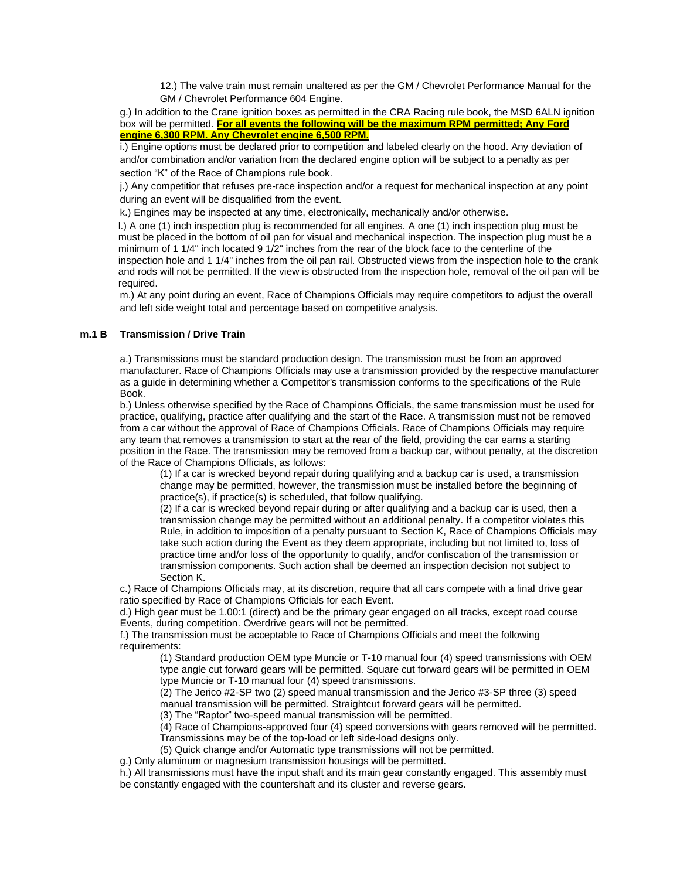12.) The valve train must remain unaltered as per the GM / Chevrolet Performance Manual for the GM / Chevrolet Performance 604 Engine.

g.) In addition to the Crane ignition boxes as permitted in the CRA Racing rule book, the MSD 6ALN ignition box will be permitted. **For all events the following will be the maximum RPM permitted; Any Ford engine 6,300 RPM. Any Chevrolet engine 6,500 RPM.**

i.) Engine options must be declared prior to competition and labeled clearly on the hood. Any deviation of and/or combination and/or variation from the declared engine option will be subject to a penalty as per section "K" of the Race of Champions rule book.

j.) Any competitior that refuses pre-race inspection and/or a request for mechanical inspection at any point during an event will be disqualified from the event.

k.) Engines may be inspected at any time, electronically, mechanically and/or otherwise.

l.) A one (1) inch inspection plug is recommended for all engines. A one (1) inch inspection plug must be must be placed in the bottom of oil pan for visual and mechanical inspection. The inspection plug must be a minimum of 1 1/4" inch located 9 1/2" inches from the rear of the block face to the centerline of the inspection hole and 1 1/4" inches from the oil pan rail. Obstructed views from the inspection hole to the crank and rods will not be permitted. If the view is obstructed from the inspection hole, removal of the oil pan will be required.

m.) At any point during an event, Race of Champions Officials may require competitors to adjust the overall and left side weight total and percentage based on competitive analysis.

### m.1 B Transmission / Drive Train

a.) Transmissions must be standard production design. The transmission must be from an approved manufacturer. Race of Champions Officials may use a transmission provided by the respective manufacturer as a guide in determining whether a Competitor's transmission conforms to the specifications of the Rule Book.

b.) Unless otherwise specified by the Race of Champions Officials, the same transmission must be used for practice, qualifying, practice after qualifying and the start of the Race. A transmission must not be removed from a car without the approval of Race of Champions Officials. Race of Champions Officials may require any team that removes a transmission to start at the rear of the field, providing the car earns a starting position in the Race. The transmission may be removed from a backup car, without penalty, at the discretion of the Race of Champions Officials, as follows:

(1) If a car is wrecked beyond repair during qualifying and a backup car is used, a transmission change may be permitted, however, the transmission must be installed before the beginning of practice(s), if practice(s) is scheduled, that follow qualifying.

(2) If a car is wrecked beyond repair during or after qualifying and a backup car is used, then a transmission change may be permitted without an additional penalty. If a competitor violates this Rule, in addition to imposition of a penalty pursuant to Section K, Race of Champions Officials may take such action during the Event as they deem appropriate, including but not limited to, loss of practice time and/or loss of the opportunity to qualify, and/or confiscation of the transmission or transmission components. Such action shall be deemed an inspection decision not subject to Section K.

c.) Race of Champions Officials may, at its discretion, require that all cars compete with a final drive gear ratio specified by Race of Champions Officials for each Event.

d.) High gear must be 1.00:1 (direct) and be the primary gear engaged on all tracks, except road course Events, during competition. Overdrive gears will not be permitted.

f.) The transmission must be acceptable to Race of Champions Officials and meet the following requirements:

(1) Standard production OEM type Muncie or T-10 manual four (4) speed transmissions with OEM type angle cut forward gears will be permitted. Square cut forward gears will be permitted in OEM type Muncie or T-10 manual four (4) speed transmissions.

(2) The Jerico #2-SP two (2) speed manual transmission and the Jerico #3-SP three (3) speed manual transmission will be permitted. Straightcut forward gears will be permitted.

(3) The "Raptor" two-speed manual transmission will be permitted.

(4) Race of Champions-approved four (4) speed conversions with gears removed will be permitted. Transmissions may be of the top-load or left side-load designs only.

(5) Quick change and/or Automatic type transmissions will not be permitted.

g.) Only aluminum or magnesium transmission housings will be permitted.

h.) All transmissions must have the input shaft and its main gear constantly engaged. This assembly must be constantly engaged with the countershaft and its cluster and reverse gears.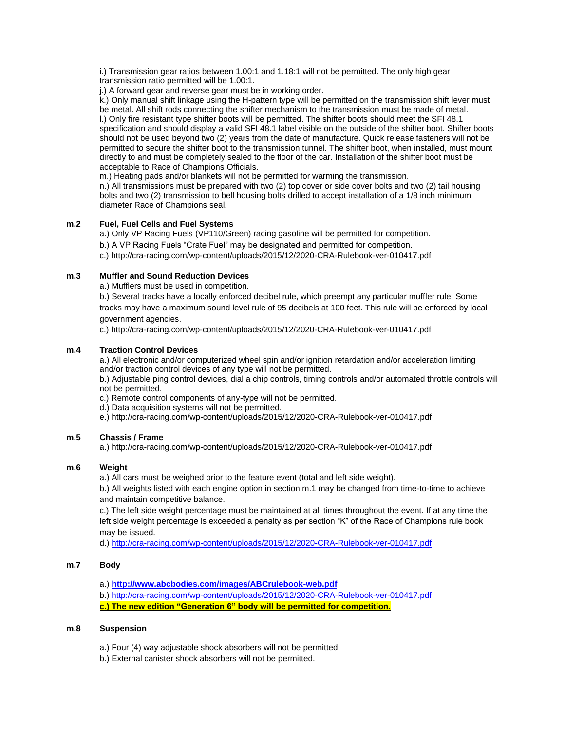i.) Transmission gear ratios between 1.00:1 and 1.18:1 will not be permitted. The only high gear transmission ratio permitted will be 1.00:1.

j.) A forward gear and reverse gear must be in working order.

k.) Only manual shift linkage using the H-pattern type will be permitted on the transmission shift lever must be metal. All shift rods connecting the shifter mechanism to the transmission must be made of metal.

l.) Only fire resistant type shifter boots will be permitted. The shifter boots should meet the SFI 48.1 specification and should display a valid SFI 48.1 label visible on the outside of the shifter boot. Shifter boots should not be used beyond two (2) years from the date of manufacture. Quick release fasteners will not be permitted to secure the shifter boot to the transmission tunnel. The shifter boot, when installed, must mount directly to and must be completely sealed to the floor of the car. Installation of the shifter boot must be acceptable to Race of Champions Officials.

m.) Heating pads and/or blankets will not be permitted for warming the transmission.

n.) All transmissions must be prepared with two (2) top cover or side cover bolts and two (2) tail housing bolts and two (2) transmission to bell housing bolts drilled to accept installation of a 1/8 inch minimum diameter Race of Champions seal.

### m.2 Fuel, Fuel Cells and Fuel Systems

a.) Only VP Racing Fuels (VP110/Green) racing gasoline will be permitted for competition.

b.) A VP Racing Fuels "Crate Fuel" may be designated and permitted for competition.

c.) http://cra-racing.com/wp-content/uploads/2015/12/2020-CRA-Rulebook-ver-010417.pdf

### m.3 Muffler and Sound Reduction Devices

a.) Mufflers must be used in competition.

b.) Several tracks have a locally enforced decibel rule, which preempt any particular muffler rule. Some tracks may have a maximum sound level rule of 95 decibels at 100 feet. This rule will be enforced by local government agencies.

c.) http://cra-racing.com/wp-content/uploads/2015/12/2020-CRA-Rulebook-ver-010417.pdf

### m.4 Traction Control Devices

a.) All electronic and/or computerized wheel spin and/or ignition retardation and/or acceleration limiting and/or traction control devices of any type will not be permitted.

b.) Adjustable ping control devices, dial a chip controls, timing controls and/or automated throttle controls will not be permitted.

c.) Remote control components of any-type will not be permitted.

d.) Data acquisition systems will not be permitted.

e.) http://cra-racing.com/wp-content/uploads/2015/12/2020-CRA-Rulebook-ver-010417.pdf

### m.5 Chassis / Frame

a.) http://cra-racing.com/wp-content/uploads/2015/12/2020-CRA-Rulebook-ver-010417.pdf

### m.6 Weight

a.) All cars must be weighed prior to the feature event (total and left side weight).

b.) All weights listed with each engine option in section m.1 may be changed from time-to-time to achieve and maintain competitive balance.

c.) The left side weight percentage must be maintained at all times throughout the event. If at any time the left side weight percentage is exceeded a penalty as per section "K" of the Race of Champions rule book may be issued.

d.) http://cra-racing.com/wp-content/uploads/2015/12/2020-CRA-Rulebook-ver-010417.pdf

### m.7 Body

a.) **http://www.abcbodies.com/images/ABCrulebook-web.pdf**

b.) http://cra-racing.com/wp-content/uploads/2015/12/2020-CRA-Rulebook-ver-010417.pdf

**c.) The new edition "Generation 6" body will be permitted for competition.**

### m.8 Suspension

a.) Four (4) way adjustable shock absorbers will not be permitted.

b.) External canister shock absorbers will not be permitted.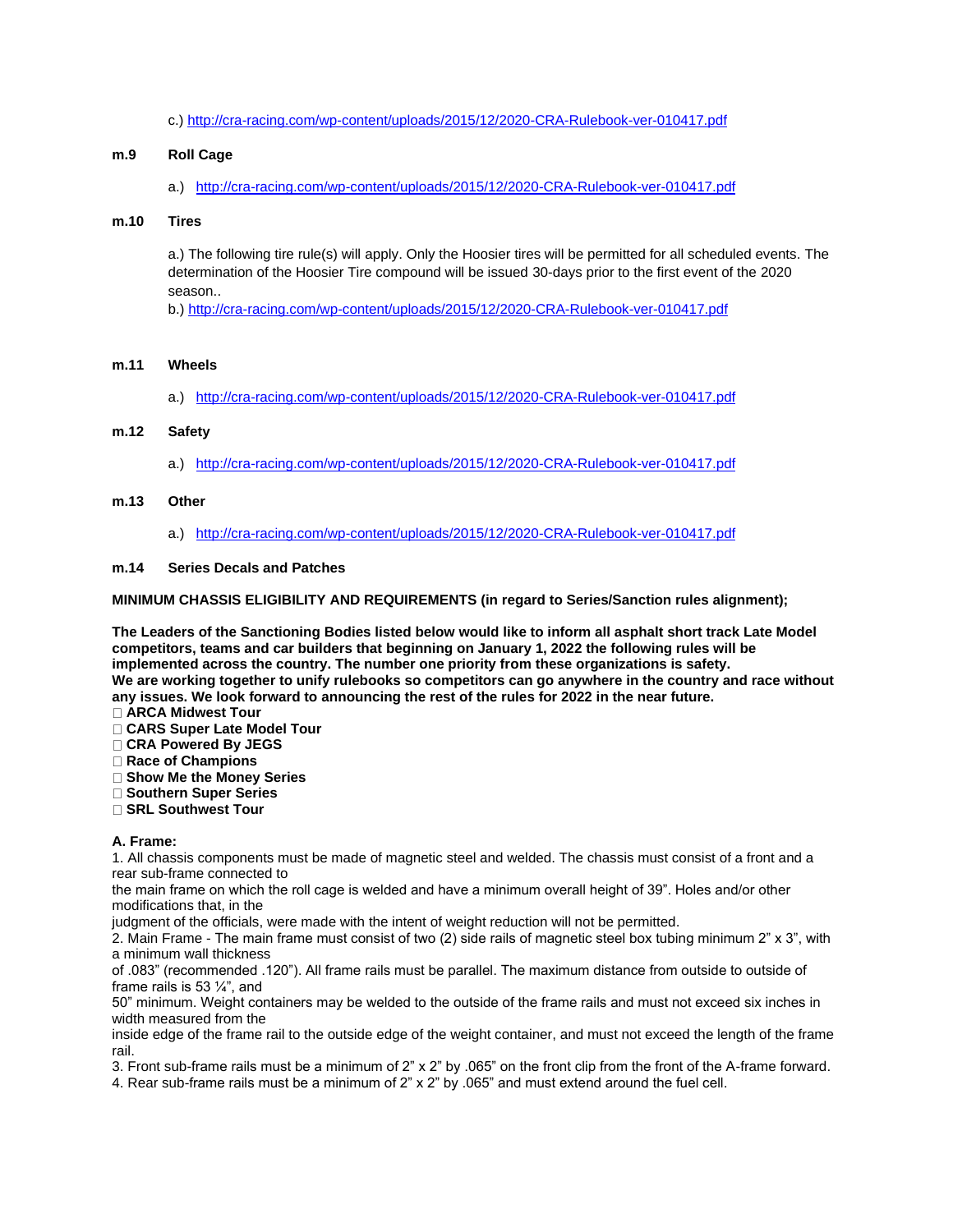c.) http://cra-racing.com/wp-content/uploads/2015/12/2020-CRA-Rulebook-ver-010417.pdf

**m.9 Roll Cage**

a.) http://cra-racing.com/wp-content/uploads/2015/12/2020-CRA-Rulebook-ver-010417.pdf

**m.10 Tires**

a.) The following tire rule(s) will apply. Only the Hoosier tires will be permitted for all scheduled events. The determination of the Hoosier Tire compound will be issued 30-days prior to the first event of the 2020 season..
b.) http://cra-racing.com/wp-content/uploads/2015/12/2020-CRA-Rulebook-ver-010417.pdf

**m.11 Wheels**

a.) http://cra-racing.com/wp-content/uploads/2015/12/2020-CRA-Rulebook-ver-010417.pdf

**m.12 Safety**

a.) http://cra-racing.com/wp-content/uploads/2015/12/2020-CRA-Rulebook-ver-010417.pdf

**m.13 Other**

a.) http://cra-racing.com/wp-content/uploads/2015/12/2020-CRA-Rulebook-ver-010417.pdf

**m.14 Series Decals and Patches**

**MINIMUM CHASSIS ELIGIBILITY AND REQUIREMENTS (in regard to Series/Sanction rules alignment);**

**The Leaders of the Sanctioning Bodies listed below would like to inform all asphalt short track Late Model competitors, teams and car builders that beginning on January 1, 2022 the following rules will be implemented across the country. The number one priority from these organizations is safety.**
**We are working together to unify rulebooks so competitors can go anywhere in the country and race without any issues. We look forward to announcing the rest of the rules for 2022 in the near future.**

- **ARCA Midwest Tour**
- **CARS Super Late Model Tour**
- **CRA Powered By JEGS**
- **Race of Champions**
- **Show Me the Money Series**
- **Southern Super Series**
- **SRL Southwest Tour**

**A. Frame:**

1. All chassis components must be made of magnetic steel and welded. The chassis must consist of a front and a rear sub-frame connected to the main frame on which the roll cage is welded and have a minimum overall height of 39". Holes and/or other modifications that, in the judgment of the officials, were made with the intent of weight reduction will not be permitted.
2. Main Frame - The main frame must consist of two (2) side rails of magnetic steel box tubing minimum 2" x 3", with a minimum wall thickness of .083" (recommended .120"). All frame rails must be parallel. The maximum distance from outside to outside of frame rails is 53 ¼", and 50" minimum. Weight containers may be welded to the outside of the frame rails and must not exceed six inches in width measured from the inside edge of the frame rail to the outside edge of the weight container, and must not exceed the length of the frame rail.
3. Front sub-frame rails must be a minimum of 2" x 2" by .065" on the front clip from the front of the A-frame forward.
4. Rear sub-frame rails must be a minimum of 2" x 2" by .065" and must extend around the fuel cell.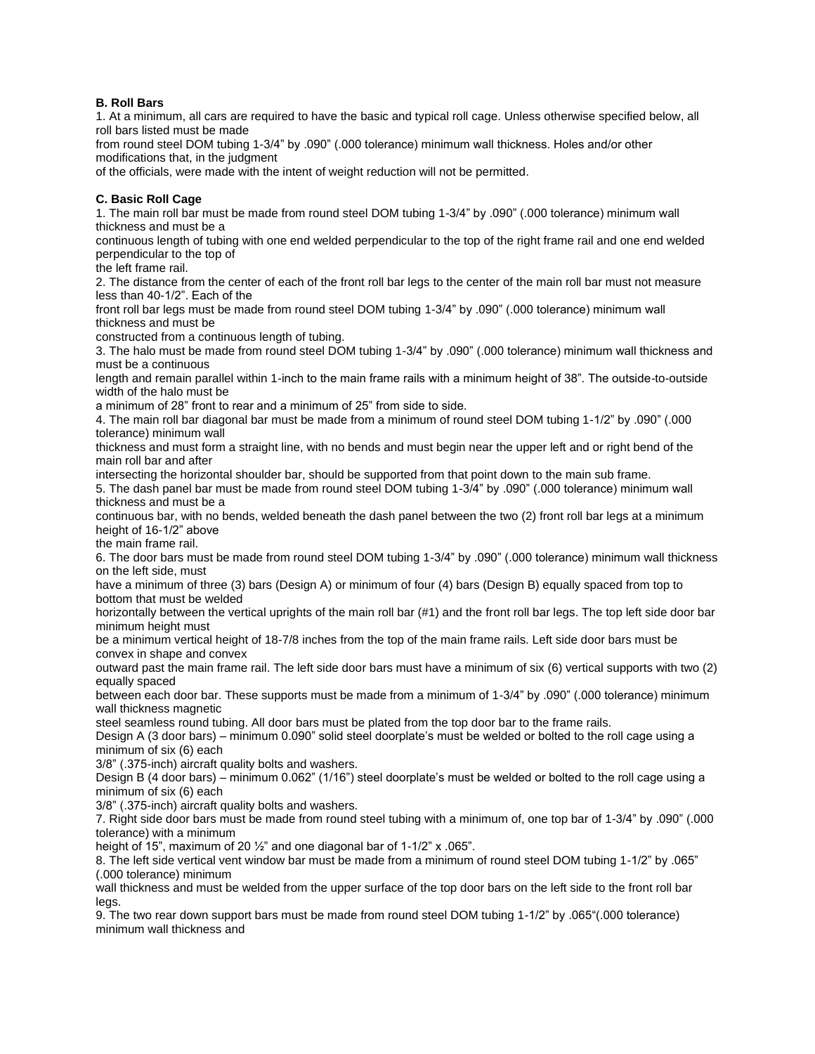**B. Roll Bars**

1. At a minimum, all cars are required to have the basic and typical roll cage. Unless otherwise specified below, all roll bars listed must be made from round steel DOM tubing 1-3/4" by .090" (.000 tolerance) minimum wall thickness. Holes and/or other modifications that, in the judgment of the officials, were made with the intent of weight reduction will not be permitted.

**C. Basic Roll Cage**

1. The main roll bar must be made from round steel DOM tubing 1-3/4" by .090" (.000 tolerance) minimum wall thickness and must be a continuous length of tubing with one end welded perpendicular to the top of the right frame rail and one end welded perpendicular to the top of the left frame rail.
2. The distance from the center of each of the front roll bar legs to the center of the main roll bar must not measure less than 40-1/2". Each of the front roll bar legs must be made from round steel DOM tubing 1-3/4" by .090" (.000 tolerance) minimum wall thickness and must be constructed from a continuous length of tubing.
3. The halo must be made from round steel DOM tubing 1-3/4" by .090" (.000 tolerance) minimum wall thickness and must be a continuous length and remain parallel within 1-inch to the main frame rails with a minimum height of 38". The outside-to-outside width of the halo must be a minimum of 28" front to rear and a minimum of 25" from side to side.
4. The main roll bar diagonal bar must be made from a minimum of round steel DOM tubing 1-1/2" by .090" (.000 tolerance) minimum wall thickness and must form a straight line, with no bends and must begin near the upper left and or right bend of the main roll bar and after intersecting the horizontal shoulder bar, should be supported from that point down to the main sub frame.
5. The dash panel bar must be made from round steel DOM tubing 1-3/4" by .090" (.000 tolerance) minimum wall thickness and must be a continuous bar, with no bends, welded beneath the dash panel between the two (2) front roll bar legs at a minimum height of 16-1/2" above the main frame rail.
6. The door bars must be made from round steel DOM tubing 1-3/4" by .090" (.000 tolerance) minimum wall thickness on the left side, must have a minimum of three (3) bars (Design A) or minimum of four (4) bars (Design B) equally spaced from top to bottom that must be welded horizontally between the vertical uprights of the main roll bar (#1) and the front roll bar legs. The top left side door bar minimum height must be a minimum vertical height of 18-7/8 inches from the top of the main frame rails. Left side door bars must be convex in shape and convex outward past the main frame rail. The left side door bars must have a minimum of six (6) vertical supports with two (2) equally spaced between each door bar. These supports must be made from a minimum of 1-3/4" by .090" (.000 tolerance) minimum wall thickness magnetic steel seamless round tubing. All door bars must be plated from the top door bar to the frame rails.
   Design A (3 door bars) – minimum 0.090" solid steel doorplate's must be welded or bolted to the roll cage using a minimum of six (6) each 3/8" (.375-inch) aircraft quality bolts and washers.
   Design B (4 door bars) – minimum 0.062" (1/16") steel doorplate's must be welded or bolted to the roll cage using a minimum of six (6) each 3/8" (.375-inch) aircraft quality bolts and washers.
7. Right side door bars must be made from round steel tubing with a minimum of, one top bar of 1-3/4" by .090" (.000 tolerance) with a minimum height of 15", maximum of 20 ½" and one diagonal bar of 1-1/2" x .065".
8. The left side vertical vent window bar must be made from a minimum of round steel DOM tubing 1-1/2" by .065" (.000 tolerance) minimum wall thickness and must be welded from the upper surface of the top door bars on the left side to the front roll bar legs.
9. The two rear down support bars must be made from round steel DOM tubing 1-1/2" by .065"(.000 tolerance) minimum wall thickness and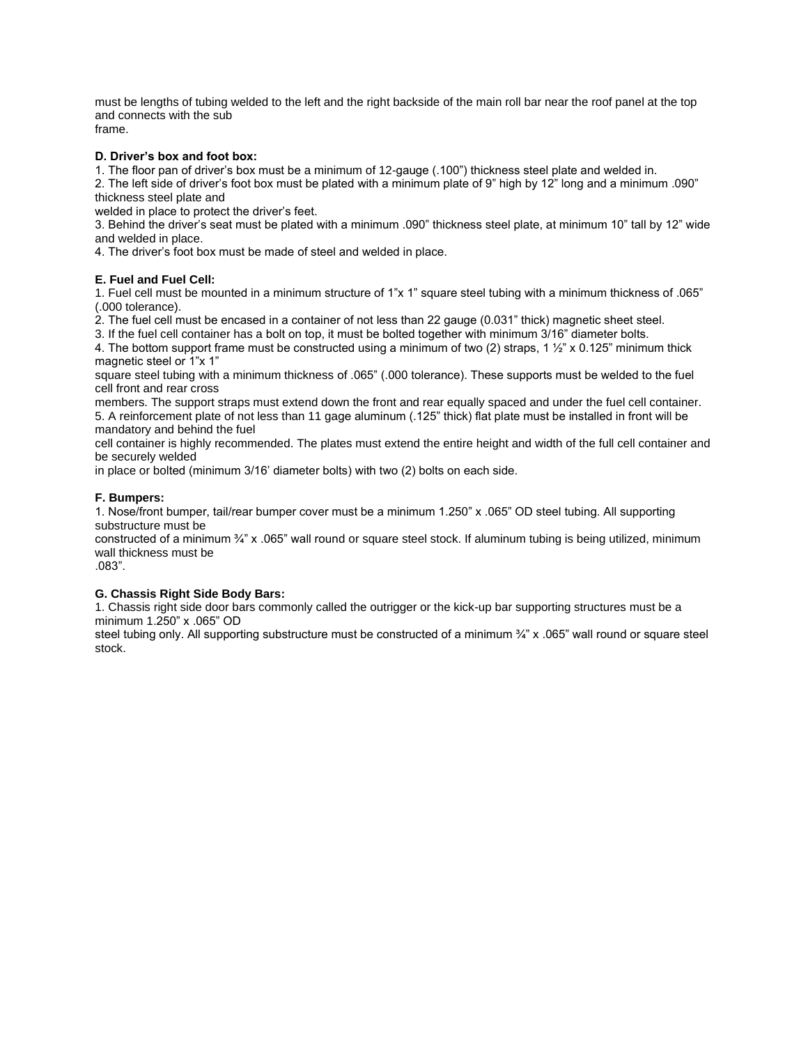must be lengths of tubing welded to the left and the right backside of the main roll bar near the roof panel at the top and connects with the sub frame.

**D. Driver's box and foot box:**

1. The floor pan of driver's box must be a minimum of 12-gauge (.100") thickness steel plate and welded in.
2. The left side of driver's foot box must be plated with a minimum plate of 9" high by 12" long and a minimum .090" thickness steel plate and welded in place to protect the driver's feet.
3. Behind the driver's seat must be plated with a minimum .090" thickness steel plate, at minimum 10" tall by 12" wide and welded in place.
4. The driver's foot box must be made of steel and welded in place.

**E. Fuel and Fuel Cell:**

1. Fuel cell must be mounted in a minimum structure of 1"x 1" square steel tubing with a minimum thickness of .065" (.000 tolerance).
2. The fuel cell must be encased in a container of not less than 22 gauge (0.031" thick) magnetic sheet steel.
3. If the fuel cell container has a bolt on top, it must be bolted together with minimum 3/16" diameter bolts.
4. The bottom support frame must be constructed using a minimum of two (2) straps, 1 ½" x 0.125" minimum thick magnetic steel or 1"x 1" square steel tubing with a minimum thickness of .065" (.000 tolerance). These supports must be welded to the fuel cell front and rear cross members. The support straps must extend down the front and rear equally spaced and under the fuel cell container.
5. A reinforcement plate of not less than 11 gage aluminum (.125" thick) flat plate must be installed in front will be mandatory and behind the fuel cell container is highly recommended. The plates must extend the entire height and width of the full cell container and be securely welded in place or bolted (minimum 3/16' diameter bolts) with two (2) bolts on each side.

**F. Bumpers:**

1. Nose/front bumper, tail/rear bumper cover must be a minimum 1.250" x .065" OD steel tubing. All supporting substructure must be constructed of a minimum ¾" x .065" wall round or square steel stock. If aluminum tubing is being utilized, minimum wall thickness must be .083".

**G. Chassis Right Side Body Bars:**

1. Chassis right side door bars commonly called the outrigger or the kick-up bar supporting structures must be a minimum 1.250" x .065" OD steel tubing only. All supporting substructure must be constructed of a minimum ¾" x .065" wall round or square steel stock.